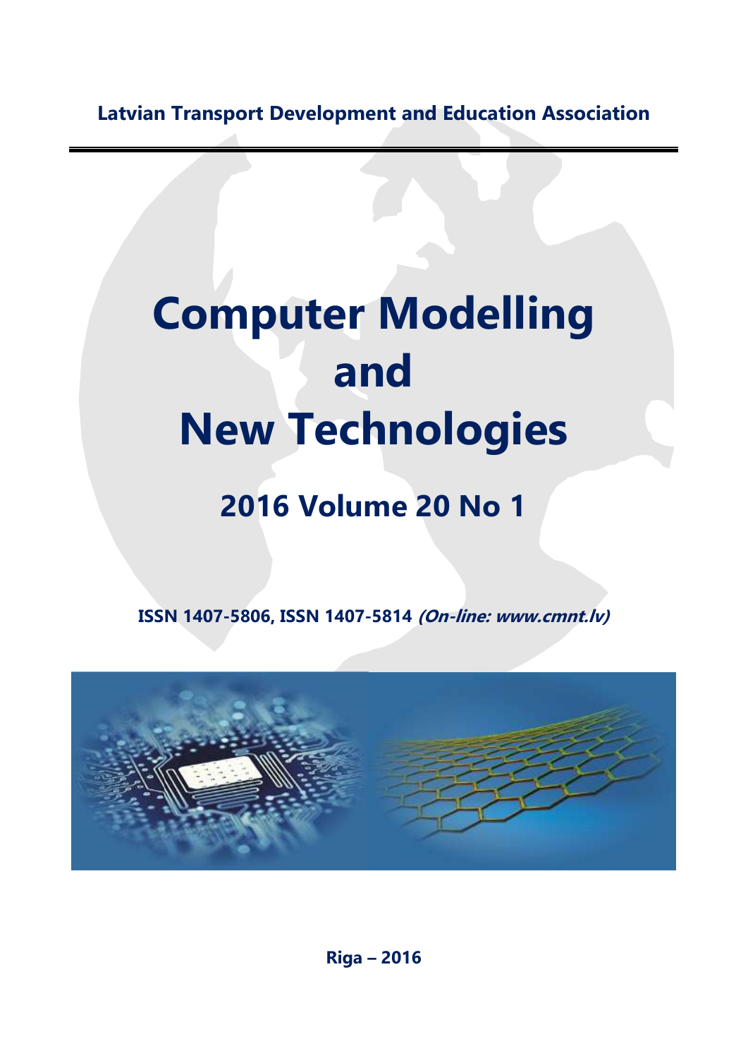**Latvian Transport Development and Education Association**

# Computer Modelling and New Technologies

## 2016 Volume 20 No 1

**ISSN 1407-5806, ISSN 1407-5814** ***(On-line: www.cmnt.lv)***

**Riga – 2016**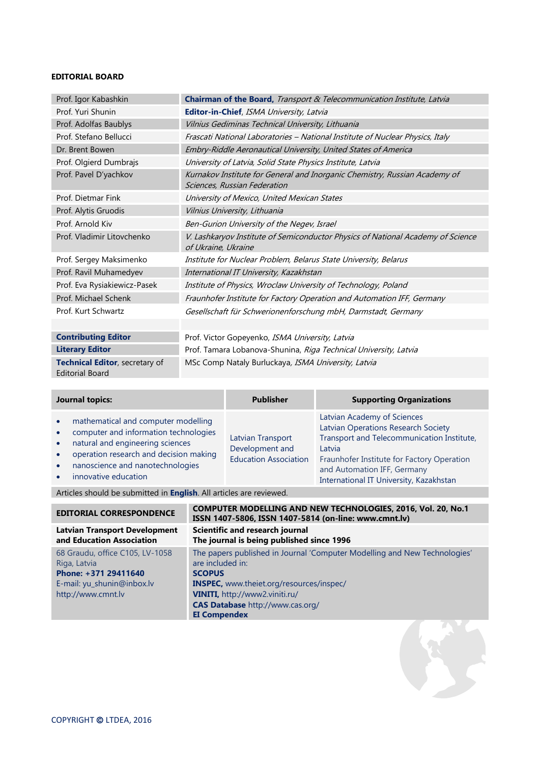**EDITORIAL BOARD**

| | |
|---|---|
| Prof. Igor Kabashkin | **Chairman of the Board,** *Transport & Telecommunication Institute, Latvia* |
| Prof. Yuri Shunin | **Editor-in-Chief**, *ISMA University, Latvia* |
| Prof. Adolfas Baublys | *Vilnius Gediminas Technical University, Lithuania* |
| Prof. Stefano Bellucci | *Frascati National Laboratories – National Institute of Nuclear Physics, Italy* |
| Dr. Brent Bowen | *Embry-Riddle Aeronautical University, United States of America* |
| Prof. Olgierd Dumbrajs | *University of Latvia, Solid State Physics Institute, Latvia* |
| Prof. Pavel D'yachkov | *Kurnakov Institute for General and Inorganic Chemistry, Russian Academy of Sciences, Russian Federation* |
| Prof. Dietmar Fink | *University of Mexico, United Mexican States* |
| Prof. Alytis Gruodis | *Vilnius University, Lithuania* |
| Prof. Arnold Kiv | *Ben-Gurion University of the Negev, Israel* |
| Prof. Vladimir Litovchenko | *V. Lashkaryov Institute of Semiconductor Physics of National Academy of Science of Ukraine, Ukraine* |
| Prof. Sergey Maksimenko | *Institute for Nuclear Problem, Belarus State University, Belarus* |
| Prof. Ravil Muhamedyev | *International IT University, Kazakhstan* |
| Prof. Eva Rysiakiewicz-Pasek | *Institute of Physics, Wroclaw University of Technology, Poland* |
| Prof. Michael Schenk | *Fraunhofer Institute for Factory Operation and Automation IFF, Germany* |
| Prof. Kurt Schwartz | *Gesellschaft für Schwerionenforschung mbH, Darmstadt, Germany* |
| | |
| **Contributing Editor** | Prof. Victor Gopeyenko, *ISMA University, Latvia* |
| **Literary Editor** | Prof. Tamara Lobanova-Shunina, *Riga Technical University, Latvia* |
| **Technical Editor**, secretary of Editorial Board | MSc Comp Nataly Burluckaya, *ISMA University, Latvia* |

| Journal topics: | Publisher | Supporting Organizations |
|---|---|---|
| • mathematical and computer modelling<br>• computer and information technologies<br>• natural and engineering sciences<br>• operation research and decision making<br>• nanoscience and nanotechnologies<br>• innovative education | Latvian Transport Development and Education Association | Latvian Academy of Sciences<br>Latvian Operations Research Society<br>Transport and Telecommunication Institute, Latvia<br>Fraunhofer Institute for Factory Operation and Automation IFF, Germany<br>International IT University, Kazakhstan |

Articles should be submitted in **English**. All articles are reviewed.

| **EDITORIAL CORRESPONDENCE** | **COMPUTER MODELLING AND NEW TECHNOLOGIES, 2016, Vol. 20, No.1**<br>**ISSN 1407-5806, ISSN 1407-5814 (on-line: www.cmnt.lv)** |
|---|---|
| **Latvian Transport Development and Education Association** | **Scientific and research journal**<br>**The journal is being published since 1996** |
| 68 Graudu, office C105, LV-1058 Riga, Latvia<br>**Phone: +371 29411640**<br>E-mail: yu_shunin@inbox.lv<br>http://www.cmnt.lv | The papers published in Journal 'Computer Modelling and New Technologies' are included in:<br>**SCOPUS**<br>**INSPEC,** www.theiet.org/resources/inspec/<br>**VINITI,** http://www2.viniti.ru/<br>**CAS Database** http://www.cas.org/<br>**EI Compendex** |

COPYRIGHT © LTDEA, 2016